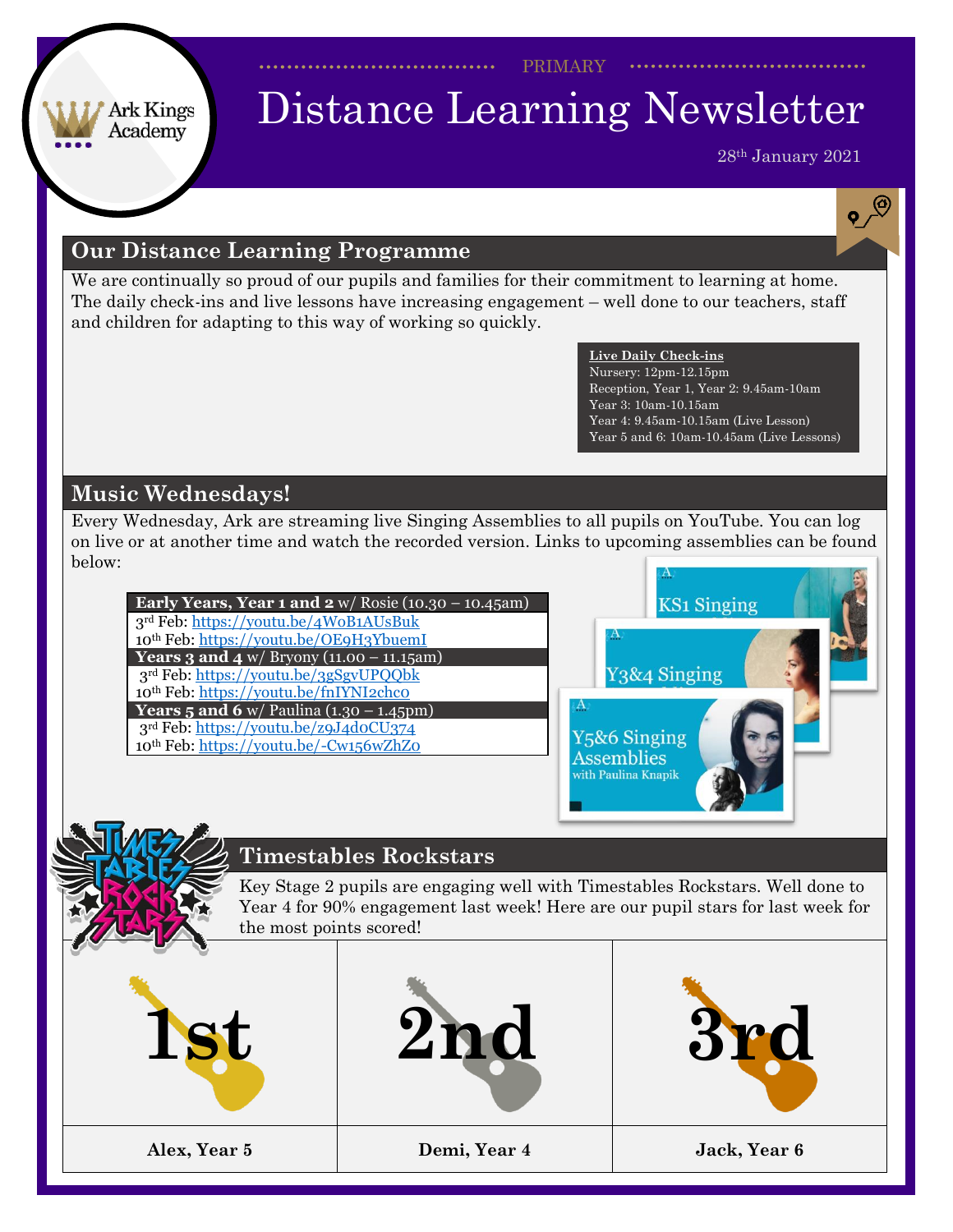PRIMARY

# Distance Learning Newsletter

28th January 2021

## Our Distance Learning Programme

We are continually so proud of our pupils and families for their commitment to learning at home. The daily check-ins and live lessons have increasing engagement – well done to our teachers, staff and children for adapting to this way of working so quickly.

**Live Daily Check-ins**

Nursery: 12pm-12.15pm
Reception, Year 1, Year 2: 9.45am-10am
Year 3: 10am-10.15am
Year 4: 9.45am-10.15am (Live Lesson)
Year 5 and 6: 10am-10.45am (Live Lessons)

## Music Wednesdays!

Every Wednesday, Ark are streaming live Singing Assemblies to all pupils on YouTube. You can log on live or at another time and watch the recorded version. Links to upcoming assemblies can be found below:

| **Early Years, Year 1 and 2** w/ Rosie (10.30 – 10.45am) |
|---|
| 3rd Feb: https://youtu.be/4WoB1AUsBuk |
| 10th Feb: https://youtu.be/OE9H3YbuemI |
| **Years 3 and 4** w/ Bryony (11.00 – 11.15am) |
| 3rd Feb: https://youtu.be/3gSgvUPQQbk |
| 10th Feb: https://youtu.be/fnIYNI2chco |
| **Years 5 and 6** w/ Paulina (1.30 – 1.45pm) |
| 3rd Feb: https://youtu.be/z9J4d0CU374 |
| 10th Feb: https://youtu.be/-Cw156wZhZ0 |

## Timestables Rockstars

Key Stage 2 pupils are engaging well with Timestables Rockstars. Well done to Year 4 for 90% engagement last week! Here are our pupil stars for last week for the most points scored!

| 1st | 2nd | 3rd |
|---|---|---|
| **Alex, Year 5** | **Demi, Year 4** | **Jack, Year 6** |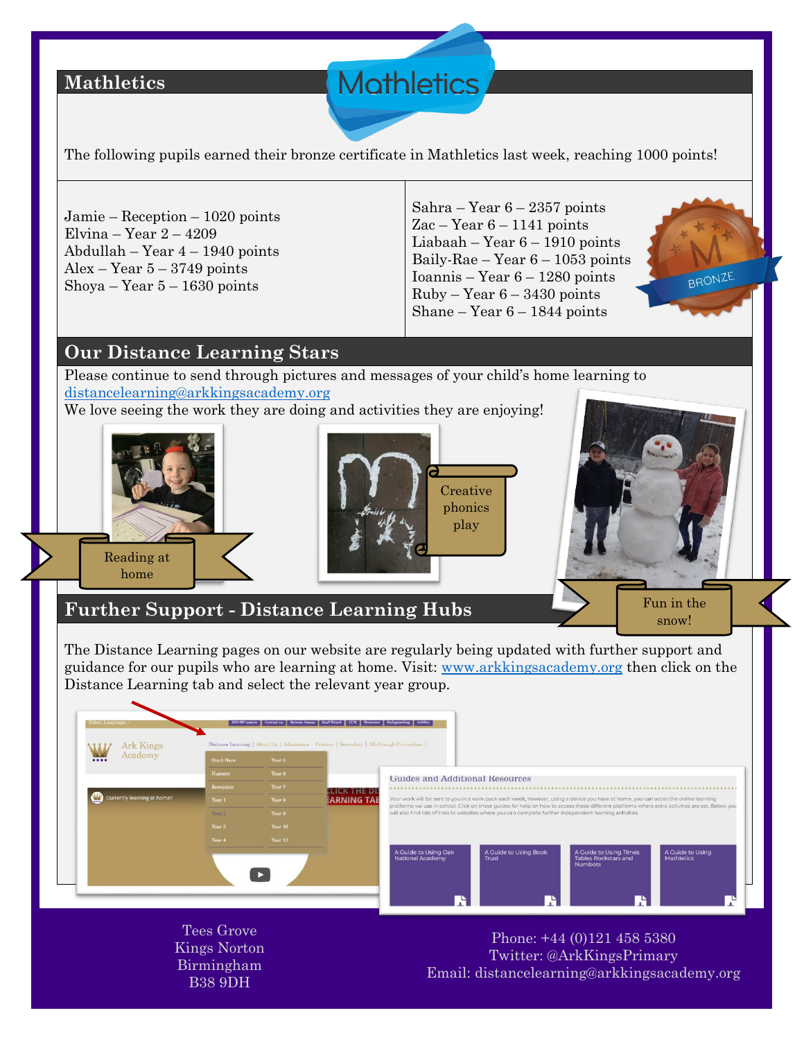## Mathletics

The following pupils earned their bronze certificate in Mathletics last week, reaching 1000 points!

Jamie – Reception – 1020 points
Elvina – Year 2 – 4209
Abdullah – Year 4 – 1940 points
Alex – Year 5 – 3749 points
Shoya – Year 5 – 1630 points

Sahra – Year 6 – 2357 points
Zac – Year 6 – 1141 points
Liabaah – Year 6 – 1910 points
Baily-Rae – Year 6 – 1053 points
Ioannis – Year 6 – 1280 points
Ruby – Year 6 – 3430 points
Shane – Year 6 – 1844 points

## Our Distance Learning Stars

Please continue to send through pictures and messages of your child's home learning to distancelearning@arkkingsacademy.org

We love seeing the work they are doing and activities they are enjoying!

Reading at home

Creative phonics play

Fun in the snow!

## Further Support - Distance Learning Hubs

The Distance Learning pages on our website are regularly being updated with further support and guidance for our pupils who are learning at home. Visit: www.arkkingsacademy.org then click on the Distance Learning tab and select the relevant year group.

Tees Grove
Kings Norton
Birmingham
B38 9DH

Phone: +44 (0)121 458 5380
Twitter: @ArkKingsPrimary
Email: distancelearning@arkkingsacademy.org